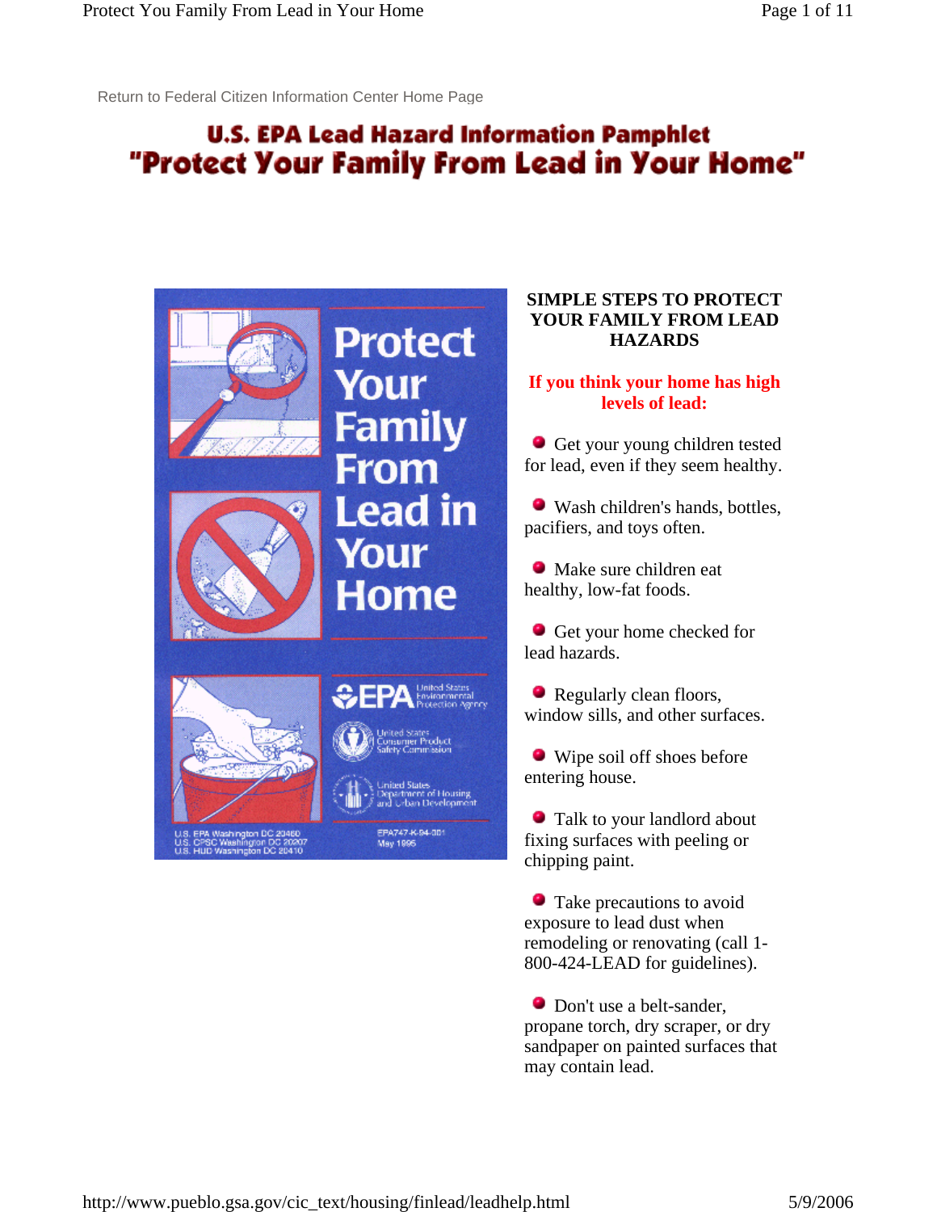Return to Federal Citizen Information Center Home Page

# U.S. EPA Lead Hazard Information Pamphlet
# "Protect Your Family From Lead in Your Home"

Protect Your Family From Lead in Your Home

EPA United States Environmental Protection Agency

United States Consumer Product Safety Commission

United States Department of Housing and Urban Development

U.S. EPA Washington DC 20460
U.S. CPSC Washington DC 20207
U.S. HUD Washington DC 20410

EPA747-K-94-001
May 1995

## SIMPLE STEPS TO PROTECT YOUR FAMILY FROM LEAD HAZARDS

**If you think your home has high levels of lead:**

- Get your young children tested for lead, even if they seem healthy.
- Wash children's hands, bottles, pacifiers, and toys often.
- Make sure children eat healthy, low-fat foods.
- Get your home checked for lead hazards.
- Regularly clean floors, window sills, and other surfaces.
- Wipe soil off shoes before entering house.
- Talk to your landlord about fixing surfaces with peeling or chipping paint.
- Take precautions to avoid exposure to lead dust when remodeling or renovating (call 1-800-424-LEAD for guidelines).
- Don't use a belt-sander, propane torch, dry scraper, or dry sandpaper on painted surfaces that may contain lead.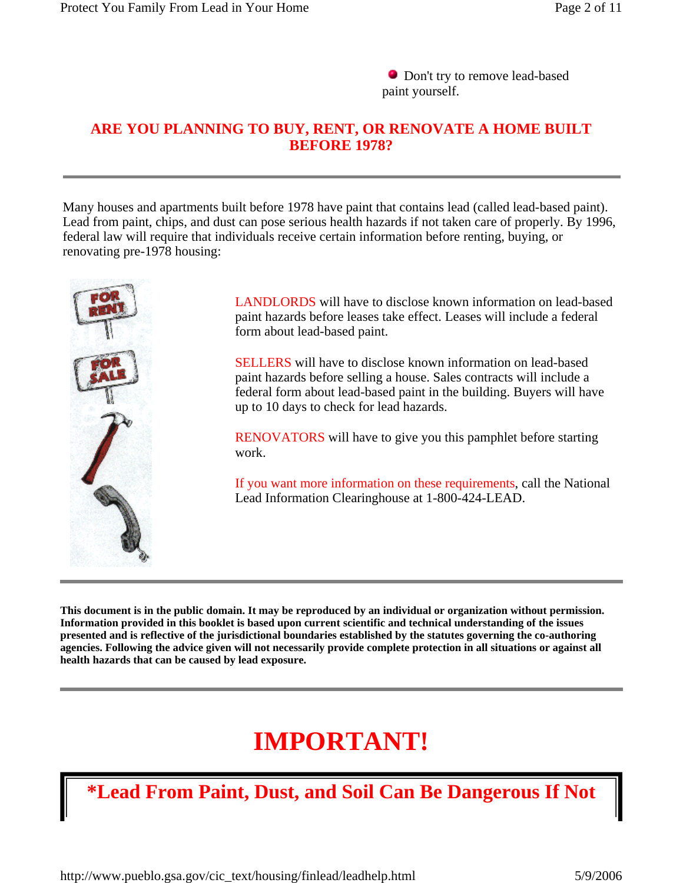- Don't try to remove lead-based paint yourself.

## ARE YOU PLANNING TO BUY, RENT, OR RENOVATE A HOME BUILT BEFORE 1978?

---

Many houses and apartments built before 1978 have paint that contains lead (called lead-based paint). Lead from paint, chips, and dust can pose serious health hazards if not taken care of properly. By 1996, federal law will require that individuals receive certain information before renting, buying, or renovating pre-1978 housing:

LANDLORDS will have to disclose known information on lead-based paint hazards before leases take effect. Leases will include a federal form about lead-based paint.

SELLERS will have to disclose known information on lead-based paint hazards before selling a house. Sales contracts will include a federal form about lead-based paint in the building. Buyers will have up to 10 days to check for lead hazards.

RENOVATORS will have to give you this pamphlet before starting work.

If you want more information on these requirements, call the National Lead Information Clearinghouse at 1-800-424-LEAD.

---

**This document is in the public domain. It may be reproduced by an individual or organization without permission. Information provided in this booklet is based upon current scientific and technical understanding of the issues presented and is reflective of the jurisdictional boundaries established by the statutes governing the co-authoring agencies. Following the advice given will not necessarily provide complete protection in all situations or against all health hazards that can be caused by lead exposure.**

---

# IMPORTANT!

## *Lead From Paint, Dust, and Soil Can Be Dangerous If Not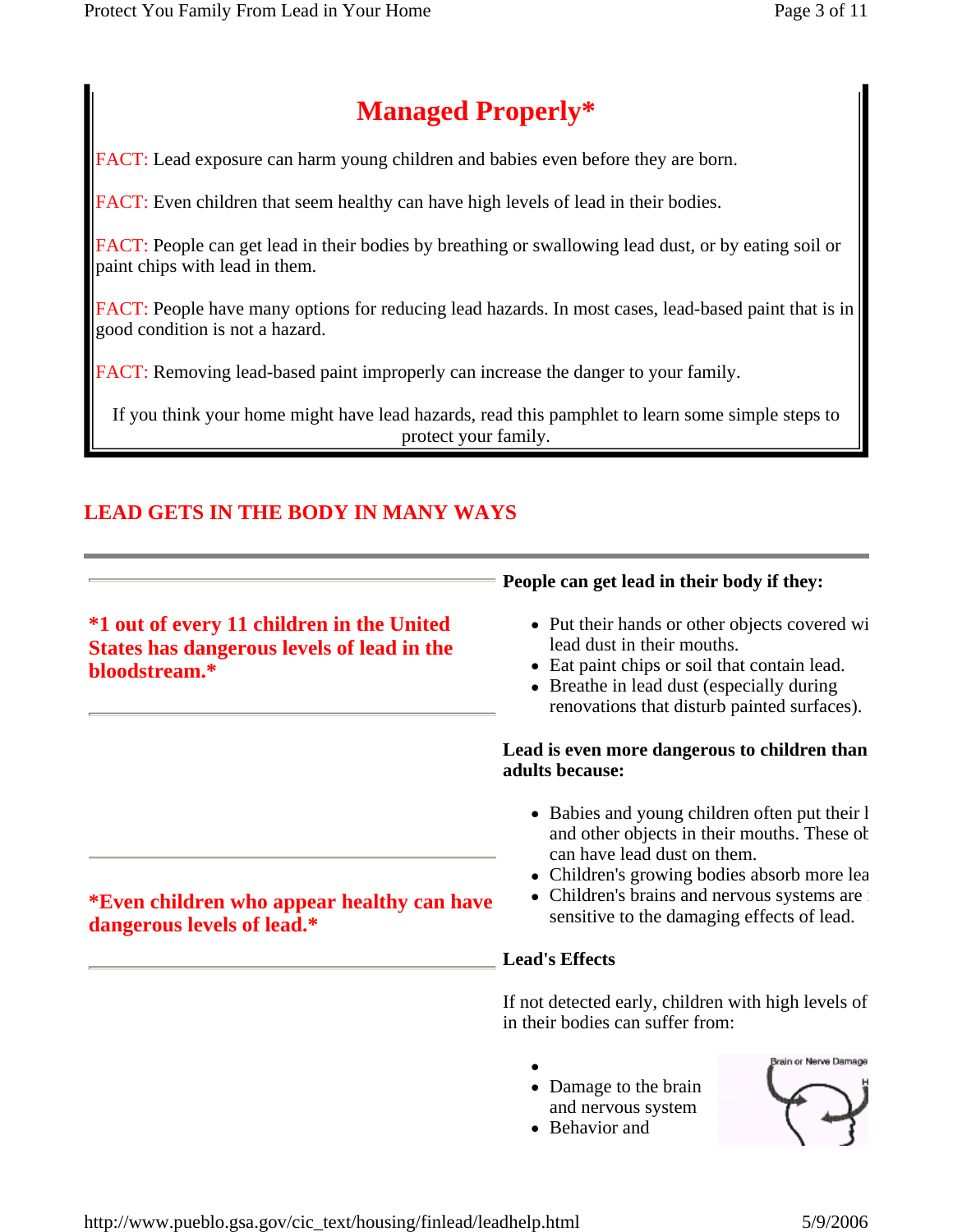## Managed Properly*

FACT: Lead exposure can harm young children and babies even before they are born.

FACT: Even children that seem healthy can have high levels of lead in their bodies.

FACT: People can get lead in their bodies by breathing or swallowing lead dust, or by eating soil or paint chips with lead in them.

FACT: People have many options for reducing lead hazards. In most cases, lead-based paint that is in good condition is not a hazard.

FACT: Removing lead-based paint improperly can increase the danger to your family.

If you think your home might have lead hazards, read this pamphlet to learn some simple steps to protect your family.

## LEAD GETS IN THE BODY IN MANY WAYS

**\*1 out of every 11 children in the United States has dangerous levels of lead in the bloodstream.\***

**\*Even children who appear healthy can have dangerous levels of lead.\***

**People can get lead in their body if they:**

- Put their hands or other objects covered wi lead dust in their mouths.
- Eat paint chips or soil that contain lead.
- Breathe in lead dust (especially during renovations that disturb painted surfaces).

**Lead is even more dangerous to children than adults because:**

- Babies and young children often put their l and other objects in their mouths. These ob can have lead dust on them.
- Children's growing bodies absorb more lea
- Children's brains and nervous systems are sensitive to the damaging effects of lead.

**Lead's Effects**

If not detected early, children with high levels of in their bodies can suffer from:

- 
- Damage to the brain and nervous system
- Behavior and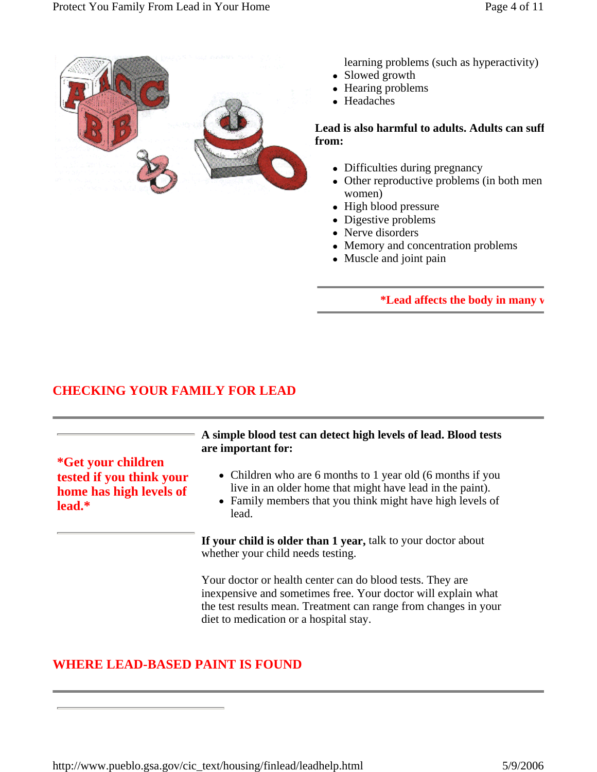learning problems (such as hyperactivity)

- Slowed growth
- Hearing problems
- Headaches

**Lead is also harmful to adults. Adults can suff from:**

- Difficulties during pregnancy
- Other reproductive problems (in both men women)
- High blood pressure
- Digestive problems
- Nerve disorders
- Memory and concentration problems
- Muscle and joint pain

**\*Lead affects the body in many v**

## CHECKING YOUR FAMILY FOR LEAD

**\*Get your children tested if you think your home has high levels of lead.\***

**A simple blood test can detect high levels of lead. Blood tests are important for:**

- Children who are 6 months to 1 year old (6 months if you live in an older home that might have lead in the paint).
- Family members that you think might have high levels of lead.

**If your child is older than 1 year,** talk to your doctor about whether your child needs testing.

Your doctor or health center can do blood tests. They are inexpensive and sometimes free. Your doctor will explain what the test results mean. Treatment can range from changes in your diet to medication or a hospital stay.

## WHERE LEAD-BASED PAINT IS FOUND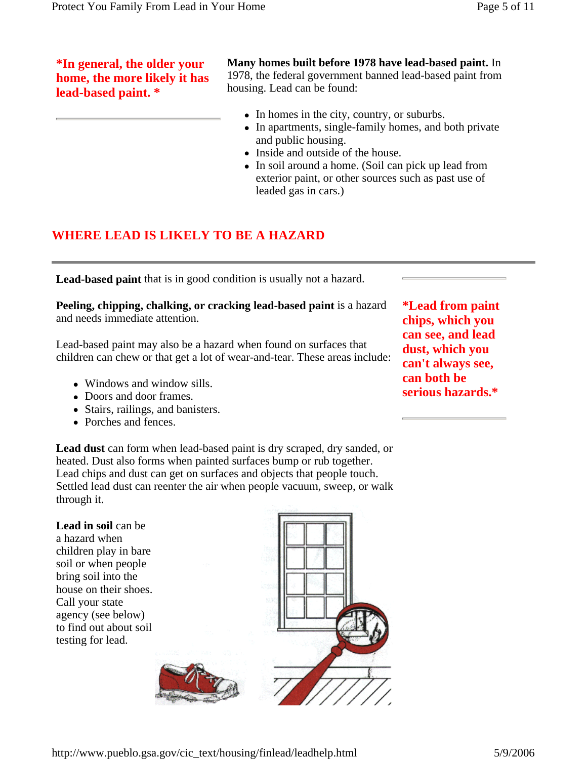*In general, the older your home, the more likely it has lead-based paint. *

**Many homes built before 1978 have lead-based paint.** In 1978, the federal government banned lead-based paint from housing. Lead can be found:

- In homes in the city, country, or suburbs.
- In apartments, single-family homes, and both private and public housing.
- Inside and outside of the house.
- In soil around a home. (Soil can pick up lead from exterior paint, or other sources such as past use of leaded gas in cars.)

## WHERE LEAD IS LIKELY TO BE A HAZARD

**Lead-based paint** that is in good condition is usually not a hazard.

**Peeling, chipping, chalking, or cracking lead-based paint** is a hazard and needs immediate attention.

Lead-based paint may also be a hazard when found on surfaces that children can chew or that get a lot of wear-and-tear. These areas include:

- Windows and window sills.
- Doors and door frames.
- Stairs, railings, and banisters.
- Porches and fences.

*Lead from paint chips, which you can see, and lead dust, which you can't always see, can both be serious hazards.*

**Lead dust** can form when lead-based paint is dry scraped, dry sanded, or heated. Dust also forms when painted surfaces bump or rub together. Lead chips and dust can get on surfaces and objects that people touch. Settled lead dust can reenter the air when people vacuum, sweep, or walk through it.

**Lead in soil** can be a hazard when children play in bare soil or when people bring soil into the house on their shoes. Call your state agency (see below) to find out about soil testing for lead.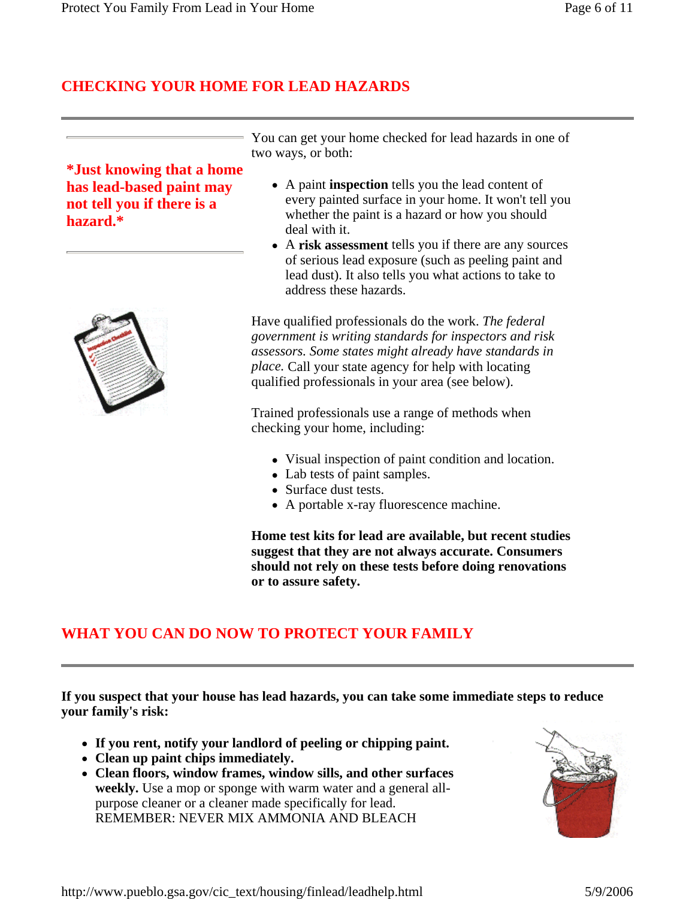## CHECKING YOUR HOME FOR LEAD HAZARDS

**\*Just knowing that a home has lead-based paint may not tell you if there is a hazard.\***

You can get your home checked for lead hazards in one of two ways, or both:

- A paint **inspection** tells you the lead content of every painted surface in your home. It won't tell you whether the paint is a hazard or how you should deal with it.
- A **risk assessment** tells you if there are any sources of serious lead exposure (such as peeling paint and lead dust). It also tells you what actions to take to address these hazards.

Have qualified professionals do the work. *The federal government is writing standards for inspectors and risk assessors. Some states might already have standards in place.* Call your state agency for help with locating qualified professionals in your area (see below).

Trained professionals use a range of methods when checking your home, including:

- Visual inspection of paint condition and location.
- Lab tests of paint samples.
- Surface dust tests.
- A portable x-ray fluorescence machine.

**Home test kits for lead are available, but recent studies suggest that they are not always accurate. Consumers should not rely on these tests before doing renovations or to assure safety.**

## WHAT YOU CAN DO NOW TO PROTECT YOUR FAMILY

**If you suspect that your house has lead hazards, you can take some immediate steps to reduce your family's risk:**

- **If you rent, notify your landlord of peeling or chipping paint.**
- **Clean up paint chips immediately.**
- **Clean floors, window frames, window sills, and other surfaces weekly.** Use a mop or sponge with warm water and a general all-purpose cleaner or a cleaner made specifically for lead.
  REMEMBER: NEVER MIX AMMONIA AND BLEACH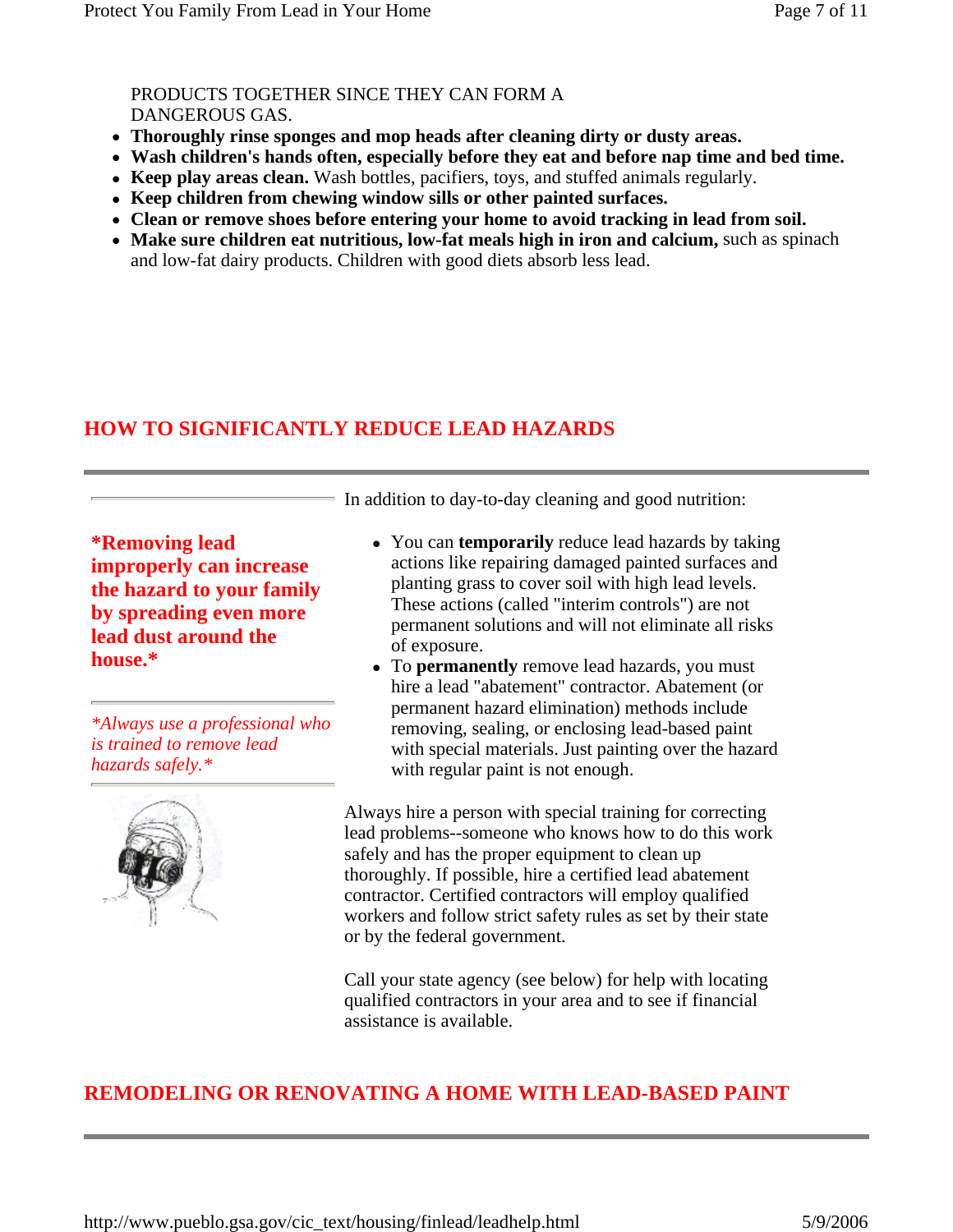PRODUCTS TOGETHER SINCE THEY CAN FORM A DANGEROUS GAS.

- **Thoroughly rinse sponges and mop heads after cleaning dirty or dusty areas.**
- **Wash children's hands often, especially before they eat and before nap time and bed time.**
- **Keep play areas clean.** Wash bottles, pacifiers, toys, and stuffed animals regularly.
- **Keep children from chewing window sills or other painted surfaces.**
- **Clean or remove shoes before entering your home to avoid tracking in lead from soil.**
- **Make sure children eat nutritious, low-fat meals high in iron and calcium,** such as spinach and low-fat dairy products. Children with good diets absorb less lead.

## HOW TO SIGNIFICANTLY REDUCE LEAD HAZARDS

**\*Removing lead improperly can increase the hazard to your family by spreading even more lead dust around the house.\***

*\*Always use a professional who is trained to remove lead hazards safely.\**

In addition to day-to-day cleaning and good nutrition:

- You can **temporarily** reduce lead hazards by taking actions like repairing damaged painted surfaces and planting grass to cover soil with high lead levels. These actions (called "interim controls") are not permanent solutions and will not eliminate all risks of exposure.
- To **permanently** remove lead hazards, you must hire a lead "abatement" contractor. Abatement (or permanent hazard elimination) methods include removing, sealing, or enclosing lead-based paint with special materials. Just painting over the hazard with regular paint is not enough.

Always hire a person with special training for correcting lead problems--someone who knows how to do this work safely and has the proper equipment to clean up thoroughly. If possible, hire a certified lead abatement contractor. Certified contractors will employ qualified workers and follow strict safety rules as set by their state or by the federal government.

Call your state agency (see below) for help with locating qualified contractors in your area and to see if financial assistance is available.

## REMODELING OR RENOVATING A HOME WITH LEAD-BASED PAINT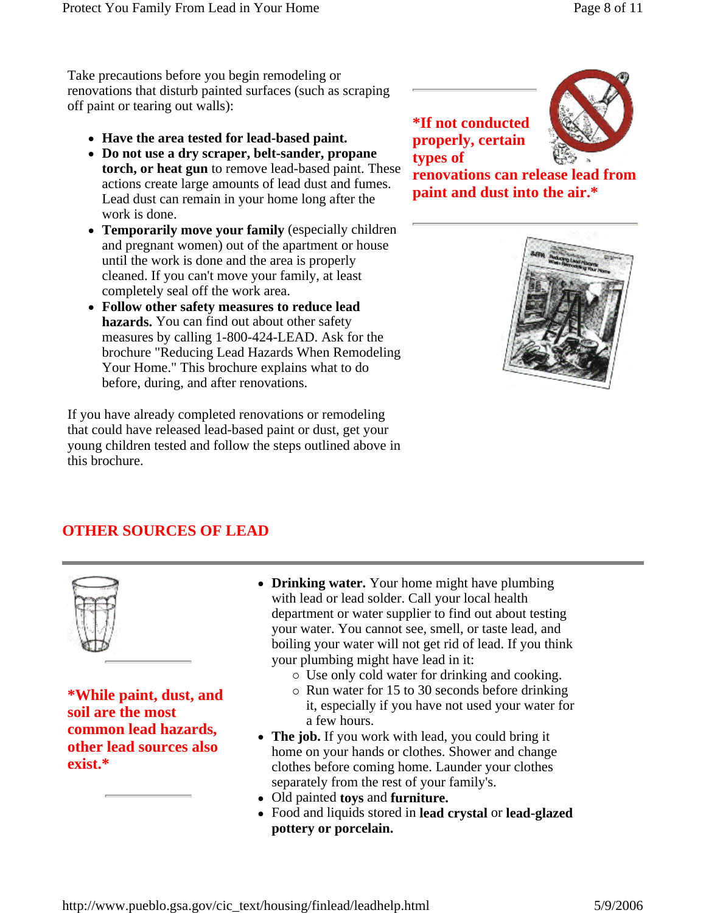Take precautions before you begin remodeling or renovations that disturb painted surfaces (such as scraping off paint or tearing out walls):

- **Have the area tested for lead-based paint.**
- **Do not use a dry scraper, belt-sander, propane torch, or heat gun** to remove lead-based paint. These actions create large amounts of lead dust and fumes. Lead dust can remain in your home long after the work is done.
- **Temporarily move your family** (especially children and pregnant women) out of the apartment or house until the work is done and the area is properly cleaned. If you can't move your family, at least completely seal off the work area.
- **Follow other safety measures to reduce lead hazards.** You can find out about other safety measures by calling 1-800-424-LEAD. Ask for the brochure "Reducing Lead Hazards When Remodeling Your Home." This brochure explains what to do before, during, and after renovations.

**\*If not conducted properly, certain types of renovations can release lead from paint and dust into the air.\***

If you have already completed renovations or remodeling that could have released lead-based paint or dust, get your young children tested and follow the steps outlined above in this brochure.

## OTHER SOURCES OF LEAD

**\*While paint, dust, and soil are the most common lead hazards, other lead sources also exist.\***

- **Drinking water.** Your home might have plumbing with lead or lead solder. Call your local health department or water supplier to find out about testing your water. You cannot see, smell, or taste lead, and boiling your water will not get rid of lead. If you think your plumbing might have lead in it:
  - Use only cold water for drinking and cooking.
  - Run water for 15 to 30 seconds before drinking it, especially if you have not used your water for a few hours.
- **The job.** If you work with lead, you could bring it home on your hands or clothes. Shower and change clothes before coming home. Launder your clothes separately from the rest of your family's.
- Old painted **toys** and **furniture.**
- Food and liquids stored in **lead crystal** or **lead-glazed pottery or porcelain.**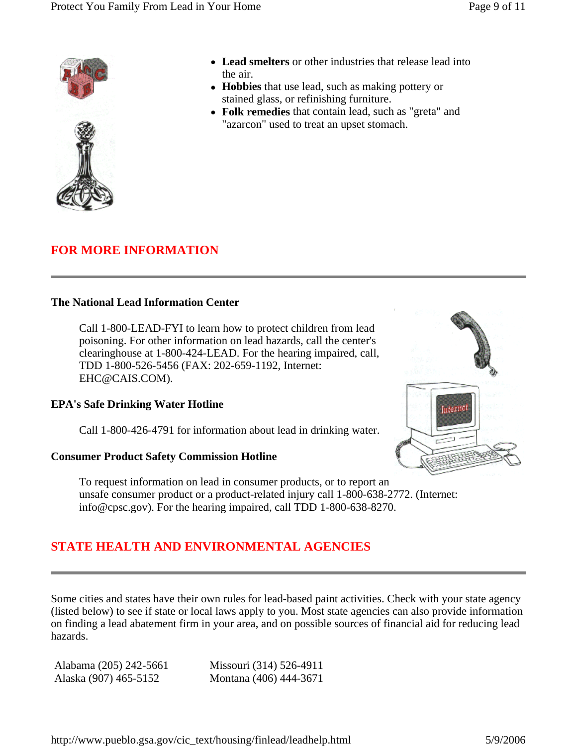- **Lead smelters** or other industries that release lead into the air.
- **Hobbies** that use lead, such as making pottery or stained glass, or refinishing furniture.
- **Folk remedies** that contain lead, such as "greta" and "azarcon" used to treat an upset stomach.

## FOR MORE INFORMATION

### The National Lead Information Center

Call 1-800-LEAD-FYI to learn how to protect children from lead poisoning. For other information on lead hazards, call the center's clearinghouse at 1-800-424-LEAD. For the hearing impaired, call, TDD 1-800-526-5456 (FAX: 202-659-1192, Internet: EHC@CAIS.COM).

### EPA's Safe Drinking Water Hotline

Call 1-800-426-4791 for information about lead in drinking water.

### Consumer Product Safety Commission Hotline

To request information on lead in consumer products, or to report an unsafe consumer product or a product-related injury call 1-800-638-2772. (Internet: info@cpsc.gov). For the hearing impaired, call TDD 1-800-638-8270.

## STATE HEALTH AND ENVIRONMENTAL AGENCIES

Some cities and states have their own rules for lead-based paint activities. Check with your state agency (listed below) to see if state or local laws apply to you. Most state agencies can also provide information on finding a lead abatement firm in your area, and on possible sources of financial aid for reducing lead hazards.

Alabama (205) 242-5661
Alaska (907) 465-5152
Missouri (314) 526-4911
Montana (406) 444-3671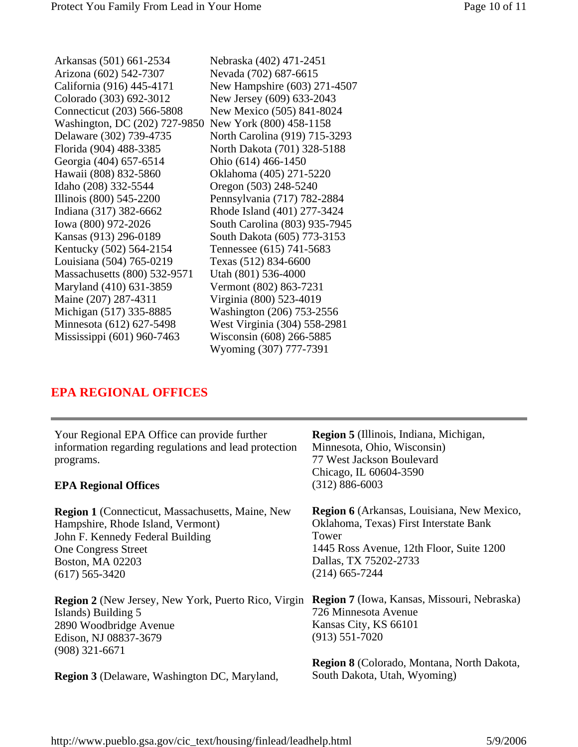Arkansas (501) 661-2534
Arizona (602) 542-7307
California (916) 445-4171
Colorado (303) 692-3012
Connecticut (203) 566-5808
Washington, DC (202) 727-9850
Delaware (302) 739-4735
Florida (904) 488-3385
Georgia (404) 657-6514
Hawaii (808) 832-5860
Idaho (208) 332-5544
Illinois (800) 545-2200
Indiana (317) 382-6662
Iowa (800) 972-2026
Kansas (913) 296-0189
Kentucky (502) 564-2154
Louisiana (504) 765-0219
Massachusetts (800) 532-9571
Maryland (410) 631-3859
Maine (207) 287-4311
Michigan (517) 335-8885
Minnesota (612) 627-5498
Mississippi (601) 960-7463
Nebraska (402) 471-2451
Nevada (702) 687-6615
New Hampshire (603) 271-4507
New Jersey (609) 633-2043
New Mexico (505) 841-8024
New York (800) 458-1158
North Carolina (919) 715-3293
North Dakota (701) 328-5188
Ohio (614) 466-1450
Oklahoma (405) 271-5220
Oregon (503) 248-5240
Pennsylvania (717) 782-2884
Rhode Island (401) 277-3424
South Carolina (803) 935-7945
South Dakota (605) 773-3153
Tennessee (615) 741-5683
Texas (512) 834-6600
Utah (801) 536-4000
Vermont (802) 863-7231
Virginia (800) 523-4019
Washington (206) 753-2556
West Virginia (304) 558-2981
Wisconsin (608) 266-5885
Wyoming (307) 777-7391

## EPA REGIONAL OFFICES

---

Your Regional EPA Office can provide further information regarding regulations and lead protection programs.

**EPA Regional Offices**

**Region 1** (Connecticut, Massachusetts, Maine, New Hampshire, Rhode Island, Vermont)
John F. Kennedy Federal Building
One Congress Street
Boston, MA 02203
(617) 565-3420

**Region 2** (New Jersey, New York, Puerto Rico, Virgin Islands) Building 5
2890 Woodbridge Avenue
Edison, NJ 08837-3679
(908) 321-6671

**Region 3** (Delaware, Washington DC, Maryland,

**Region 5** (Illinois, Indiana, Michigan, Minnesota, Ohio, Wisconsin)
77 West Jackson Boulevard
Chicago, IL 60604-3590
(312) 886-6003

**Region 6** (Arkansas, Louisiana, New Mexico, Oklahoma, Texas) First Interstate Bank Tower
1445 Ross Avenue, 12th Floor, Suite 1200
Dallas, TX 75202-2733
(214) 665-7244

**Region 7** (Iowa, Kansas, Missouri, Nebraska)
726 Minnesota Avenue
Kansas City, KS 66101
(913) 551-7020

**Region 8** (Colorado, Montana, North Dakota, South Dakota, Utah, Wyoming)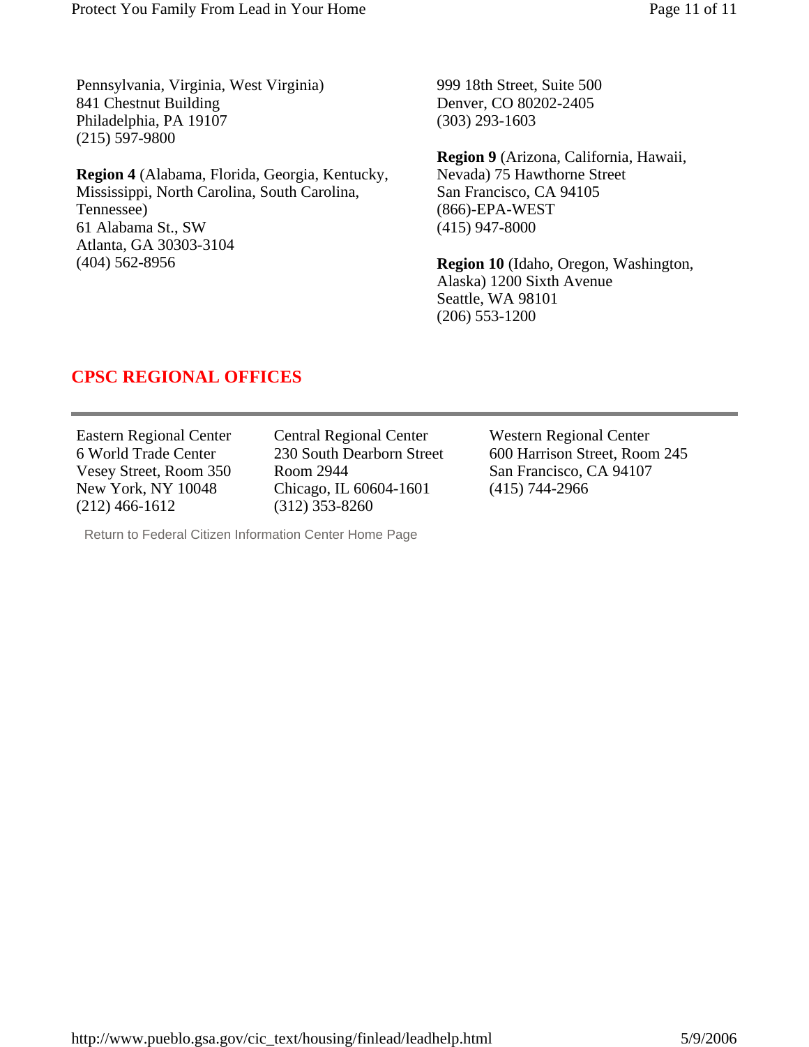Pennsylvania, Virginia, West Virginia)
841 Chestnut Building
Philadelphia, PA 19107
(215) 597-9800

**Region 4** (Alabama, Florida, Georgia, Kentucky, Mississippi, North Carolina, South Carolina, Tennessee)
61 Alabama St., SW
Atlanta, GA 30303-3104
(404) 562-8956

999 18th Street, Suite 500
Denver, CO 80202-2405
(303) 293-1603

**Region 9** (Arizona, California, Hawaii, Nevada) 75 Hawthorne Street
San Francisco, CA 94105
(866)-EPA-WEST
(415) 947-8000

**Region 10** (Idaho, Oregon, Washington, Alaska) 1200 Sixth Avenue
Seattle, WA 98101
(206) 553-1200

## CPSC REGIONAL OFFICES

---

Eastern Regional Center
6 World Trade Center
Vesey Street, Room 350
New York, NY 10048
(212) 466-1612

Central Regional Center
230 South Dearborn Street
Room 2944
Chicago, IL 60604-1601
(312) 353-8260

Western Regional Center
600 Harrison Street, Room 245
San Francisco, CA 94107
(415) 744-2966

Return to Federal Citizen Information Center Home Page